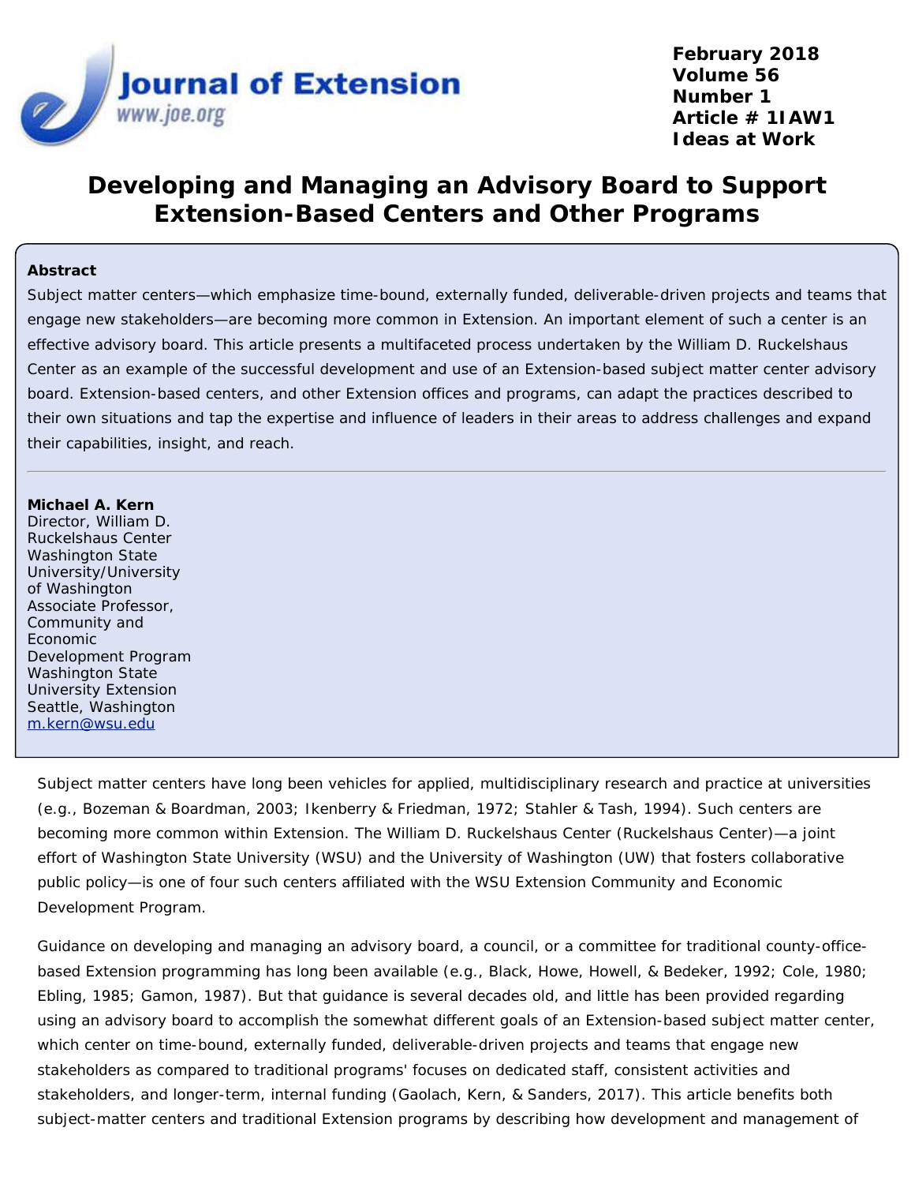February 2018
Volume 56
Number 1
Article # 1IAW1
Ideas at Work

# Developing and Managing an Advisory Board to Support Extension-Based Centers and Other Programs

**Abstract**

Subject matter centers—which emphasize time-bound, externally funded, deliverable-driven projects and teams that engage new stakeholders—are becoming more common in Extension. An important element of such a center is an effective advisory board. This article presents a multifaceted process undertaken by the William D. Ruckelshaus Center as an example of the successful development and use of an Extension-based subject matter center advisory board. Extension-based centers, and other Extension offices and programs, can adapt the practices described to their own situations and tap the expertise and influence of leaders in their areas to address challenges and expand their capabilities, insight, and reach.

---

**Michael A. Kern**
Director, William D. Ruckelshaus Center
Washington State University/University of Washington
Associate Professor, Community and Economic Development Program
Washington State University Extension
Seattle, Washington
m.kern@wsu.edu

Subject matter centers have long been vehicles for applied, multidisciplinary research and practice at universities (e.g., Bozeman & Boardman, 2003; Ikenberry & Friedman, 1972; Stahler & Tash, 1994). Such centers are becoming more common within Extension. The William D. Ruckelshaus Center (Ruckelshaus Center)—a joint effort of Washington State University (WSU) and the University of Washington (UW) that fosters collaborative public policy—is one of four such centers affiliated with the WSU Extension Community and Economic Development Program.

Guidance on developing and managing an advisory board, a council, or a committee for traditional county-office-based Extension programming has long been available (e.g., Black, Howe, Howell, & Bedeker, 1992; Cole, 1980; Ebling, 1985; Gamon, 1987). But that guidance is several decades old, and little has been provided regarding using an advisory board to accomplish the somewhat different goals of an Extension-based subject matter center, which center on time-bound, externally funded, deliverable-driven projects and teams that engage new stakeholders as compared to traditional programs' focuses on dedicated staff, consistent activities and stakeholders, and longer-term, internal funding (Gaolach, Kern, & Sanders, 2017). This article benefits both subject-matter centers and traditional Extension programs by describing how development and management of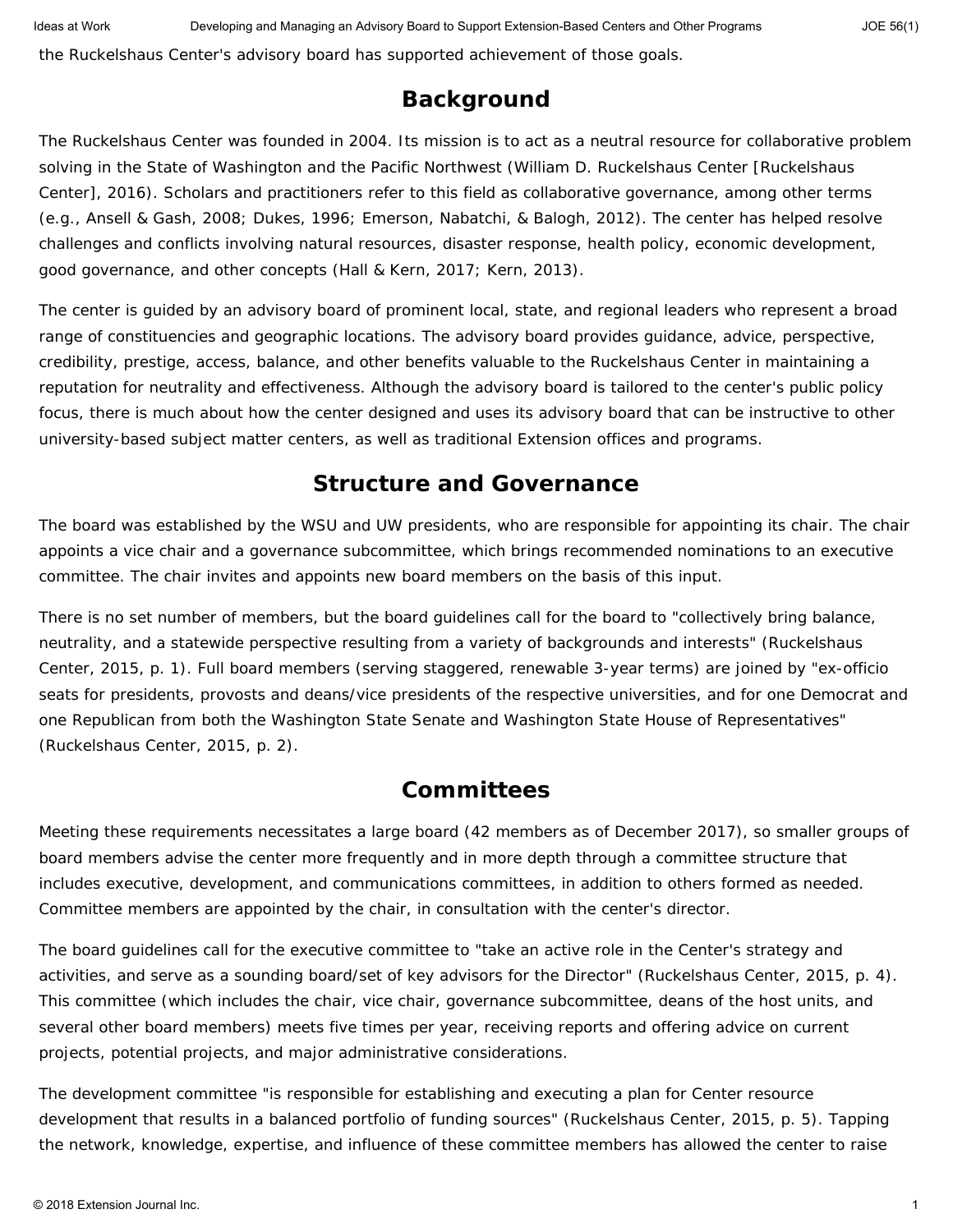the Ruckelshaus Center's advisory board has supported achievement of those goals.

## Background

The Ruckelshaus Center was founded in 2004. Its mission is to act as a neutral resource for collaborative problem solving in the State of Washington and the Pacific Northwest (William D. Ruckelshaus Center [Ruckelshaus Center], 2016). Scholars and practitioners refer to this field as collaborative governance, among other terms (e.g., Ansell & Gash, 2008; Dukes, 1996; Emerson, Nabatchi, & Balogh, 2012). The center has helped resolve challenges and conflicts involving natural resources, disaster response, health policy, economic development, good governance, and other concepts (Hall & Kern, 2017; Kern, 2013).

The center is guided by an advisory board of prominent local, state, and regional leaders who represent a broad range of constituencies and geographic locations. The advisory board provides guidance, advice, perspective, credibility, prestige, access, balance, and other benefits valuable to the Ruckelshaus Center in maintaining a reputation for neutrality and effectiveness. Although the advisory board is tailored to the center's public policy focus, there is much about how the center designed and uses its advisory board that can be instructive to other university-based subject matter centers, as well as traditional Extension offices and programs.

## Structure and Governance

The board was established by the WSU and UW presidents, who are responsible for appointing its chair. The chair appoints a vice chair and a governance subcommittee, which brings recommended nominations to an executive committee. The chair invites and appoints new board members on the basis of this input.

There is no set number of members, but the board guidelines call for the board to "collectively bring balance, neutrality, and a statewide perspective resulting from a variety of backgrounds and interests" (Ruckelshaus Center, 2015, p. 1). Full board members (serving staggered, renewable 3-year terms) are joined by "ex-officio seats for presidents, provosts and deans/vice presidents of the respective universities, and for one Democrat and one Republican from both the Washington State Senate and Washington State House of Representatives" (Ruckelshaus Center, 2015, p. 2).

## Committees

Meeting these requirements necessitates a large board (42 members as of December 2017), so smaller groups of board members advise the center more frequently and in more depth through a committee structure that includes executive, development, and communications committees, in addition to others formed as needed. Committee members are appointed by the chair, in consultation with the center's director.

The board guidelines call for the executive committee to "take an active role in the Center's strategy and activities, and serve as a sounding board/set of key advisors for the Director" (Ruckelshaus Center, 2015, p. 4). This committee (which includes the chair, vice chair, governance subcommittee, deans of the host units, and several other board members) meets five times per year, receiving reports and offering advice on current projects, potential projects, and major administrative considerations.

The development committee "is responsible for establishing and executing a plan for Center resource development that results in a balanced portfolio of funding sources" (Ruckelshaus Center, 2015, p. 5). Tapping the network, knowledge, expertise, and influence of these committee members has allowed the center to raise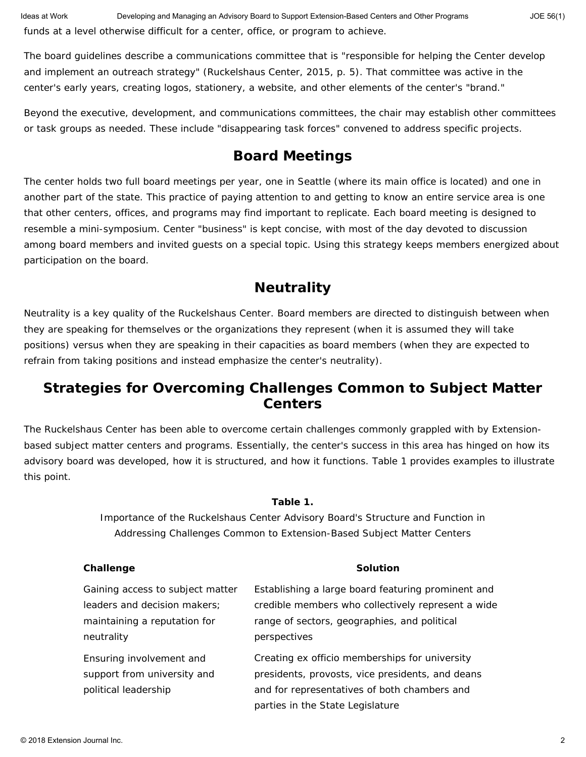funds at a level otherwise difficult for a center, office, or program to achieve.

The board guidelines describe a communications committee that is "responsible for helping the Center develop and implement an outreach strategy" (Ruckelshaus Center, 2015, p. 5). That committee was active in the center's early years, creating logos, stationery, a website, and other elements of the center's "brand."

Beyond the executive, development, and communications committees, the chair may establish other committees or task groups as needed. These include "disappearing task forces" convened to address specific projects.

## Board Meetings

The center holds two full board meetings per year, one in Seattle (where its main office is located) and one in another part of the state. This practice of paying attention to and getting to know an entire service area is one that other centers, offices, and programs may find important to replicate. Each board meeting is designed to resemble a mini-symposium. Center "business" is kept concise, with most of the day devoted to discussion among board members and invited guests on a special topic. Using this strategy keeps members energized about participation on the board.

## Neutrality

Neutrality is a key quality of the Ruckelshaus Center. Board members are directed to distinguish between when they are speaking for themselves or the organizations they represent (when it is assumed they will take positions) versus when they are speaking in their capacities as board members (when they are expected to refrain from taking positions and instead emphasize the center's neutrality).

## Strategies for Overcoming Challenges Common to Subject Matter Centers

The Ruckelshaus Center has been able to overcome certain challenges commonly grappled with by Extension-based subject matter centers and programs. Essentially, the center's success in this area has hinged on how its advisory board was developed, how it is structured, and how it functions. Table 1 provides examples to illustrate this point.

**Table 1.**
Importance of the Ruckelshaus Center Advisory Board's Structure and Function in Addressing Challenges Common to Extension-Based Subject Matter Centers

| Challenge | Solution |
|---|---|
| Gaining access to subject matter leaders and decision makers; maintaining a reputation for neutrality | Establishing a large board featuring prominent and credible members who collectively represent a wide range of sectors, geographies, and political perspectives |
| Ensuring involvement and support from university and political leadership | Creating ex officio memberships for university presidents, provosts, vice presidents, and deans and for representatives of both chambers and parties in the State Legislature |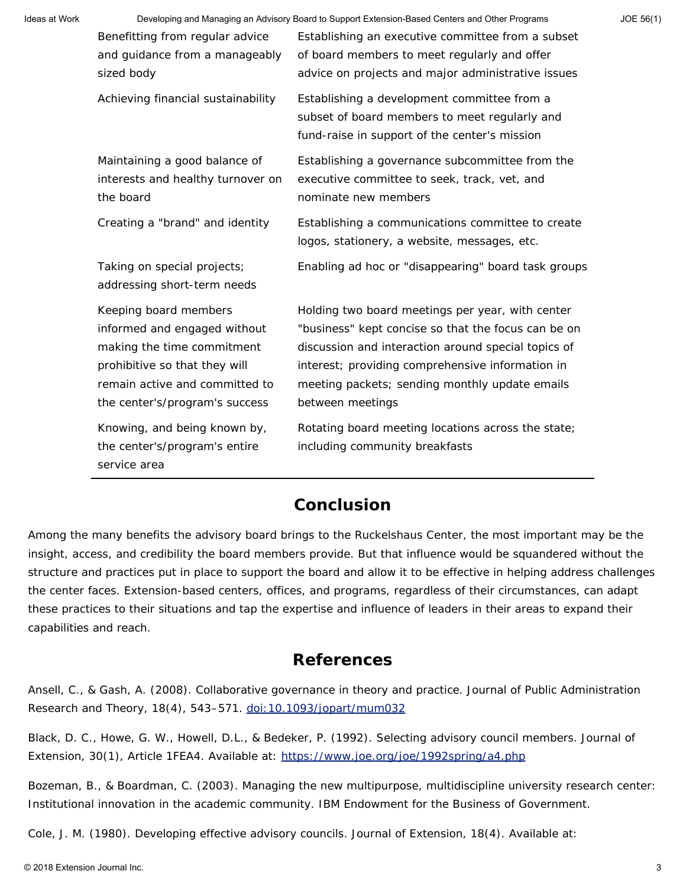| | |
|---|---|
| Benefitting from regular advice and guidance from a manageably sized body | Establishing an executive committee from a subset of board members to meet regularly and offer advice on projects and major administrative issues |
| Achieving financial sustainability | Establishing a development committee from a subset of board members to meet regularly and fund-raise in support of the center's mission |
| Maintaining a good balance of interests and healthy turnover on the board | Establishing a governance subcommittee from the executive committee to seek, track, vet, and nominate new members |
| Creating a "brand" and identity | Establishing a communications committee to create logos, stationery, a website, messages, etc. |
| Taking on special projects; addressing short-term needs | Enabling ad hoc or "disappearing" board task groups |
| Keeping board members informed and engaged without making the time commitment prohibitive so that they will remain active and committed to the center's/program's success | Holding two board meetings per year, with center "business" kept concise so that the focus can be on discussion and interaction around special topics of interest; providing comprehensive information in meeting packets; sending monthly update emails between meetings |
| Knowing, and being known by, the center's/program's entire service area | Rotating board meeting locations across the state; including community breakfasts |

## Conclusion

Among the many benefits the advisory board brings to the Ruckelshaus Center, the most important may be the insight, access, and credibility the board members provide. But that influence would be squandered without the structure and practices put in place to support the board and allow it to be effective in helping address challenges the center faces. Extension-based centers, offices, and programs, regardless of their circumstances, can adapt these practices to their situations and tap the expertise and influence of leaders in their areas to expand their capabilities and reach.

## References

Ansell, C., & Gash, A. (2008). Collaborative governance in theory and practice. Journal of Public Administration Research and Theory, 18(4), 543–571. doi:10.1093/jopart/mum032

Black, D. C., Howe, G. W., Howell, D.L., & Bedeker, P. (1992). Selecting advisory council members. Journal of Extension, 30(1), Article 1FEA4. Available at: https://www.joe.org/joe/1992spring/a4.php

Bozeman, B., & Boardman, C. (2003). Managing the new multipurpose, multidiscipline university research center: Institutional innovation in the academic community. IBM Endowment for the Business of Government.

Cole, J. M. (1980). Developing effective advisory councils. Journal of Extension, 18(4). Available at: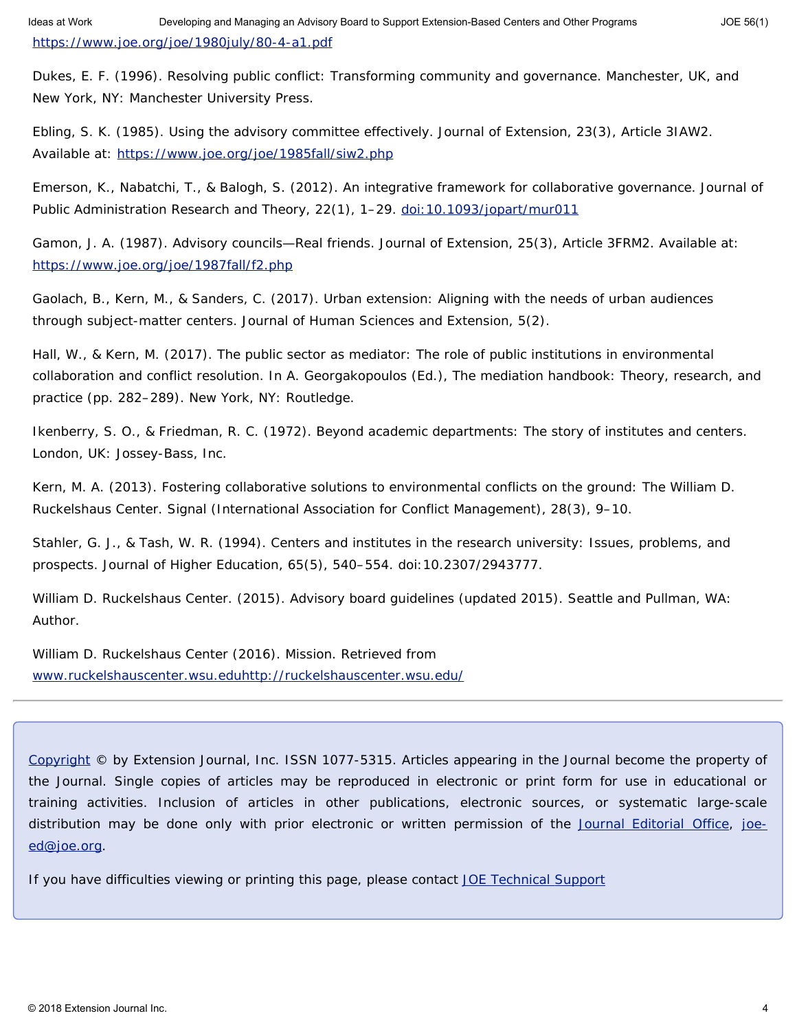https://www.joe.org/joe/1980july/80-4-a1.pdf

Dukes, E. F. (1996). Resolving public conflict: Transforming community and governance. Manchester, UK, and New York, NY: Manchester University Press.

Ebling, S. K. (1985). Using the advisory committee effectively. Journal of Extension, 23(3), Article 3IAW2. Available at: https://www.joe.org/joe/1985fall/siw2.php

Emerson, K., Nabatchi, T., & Balogh, S. (2012). An integrative framework for collaborative governance. Journal of Public Administration Research and Theory, 22(1), 1–29. doi:10.1093/jopart/mur011

Gamon, J. A. (1987). Advisory councils—Real friends. Journal of Extension, 25(3), Article 3FRM2. Available at: https://www.joe.org/joe/1987fall/f2.php

Gaolach, B., Kern, M., & Sanders, C. (2017). Urban extension: Aligning with the needs of urban audiences through subject-matter centers. Journal of Human Sciences and Extension, 5(2).

Hall, W., & Kern, M. (2017). The public sector as mediator: The role of public institutions in environmental collaboration and conflict resolution. In A. Georgakopoulos (Ed.), The mediation handbook: Theory, research, and practice (pp. 282–289). New York, NY: Routledge.

Ikenberry, S. O., & Friedman, R. C. (1972). Beyond academic departments: The story of institutes and centers. London, UK: Jossey-Bass, Inc.

Kern, M. A. (2013). Fostering collaborative solutions to environmental conflicts on the ground: The William D. Ruckelshaus Center. Signal (International Association for Conflict Management), 28(3), 9–10.

Stahler, G. J., & Tash, W. R. (1994). Centers and institutes in the research university: Issues, problems, and prospects. Journal of Higher Education, 65(5), 540–554. doi:10.2307/2943777.

William D. Ruckelshaus Center. (2015). Advisory board guidelines (updated 2015). Seattle and Pullman, WA: Author.

William D. Ruckelshaus Center (2016). Mission. Retrieved from www.ruckelshauscenter.wsu.eduhttp://ruckelshauscenter.wsu.edu/

---

Copyright © by Extension Journal, Inc. ISSN 1077-5315. Articles appearing in the Journal become the property of the Journal. Single copies of articles may be reproduced in electronic or print form for use in educational or training activities. Inclusion of articles in other publications, electronic sources, or systematic large-scale distribution may be done only with prior electronic or written permission of the Journal Editorial Office, joe-ed@joe.org.

If you have difficulties viewing or printing this page, please contact JOE Technical Support